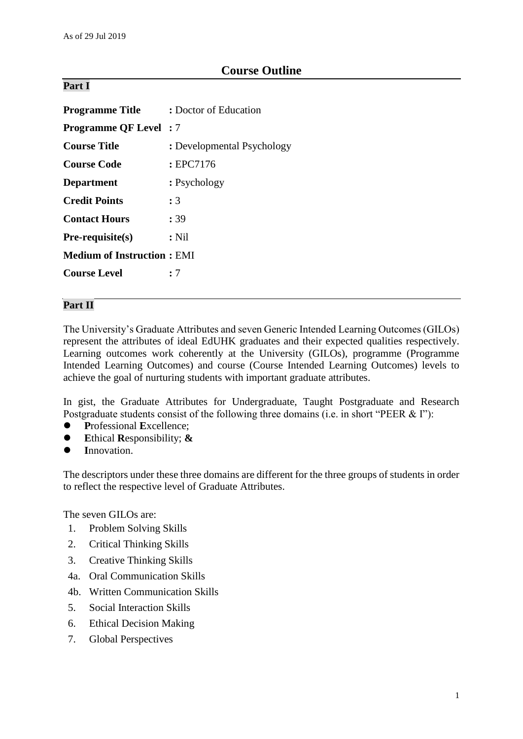As of 29 Jul 2019

# Course Outline

## Part I

**Programme Title** : Doctor of Education

**Programme QF Level** : 7

**Course Title** : Developmental Psychology

**Course Code** : EPC7176

**Department** : Psychology

**Credit Points** : 3

**Contact Hours** : 39

**Pre-requisite(s)** : Nil

**Medium of Instruction** : EMI

**Course Level** : 7

## Part II

The University's Graduate Attributes and seven Generic Intended Learning Outcomes (GILOs) represent the attributes of ideal EdUHK graduates and their expected qualities respectively. Learning outcomes work coherently at the University (GILOs), programme (Programme Intended Learning Outcomes) and course (Course Intended Learning Outcomes) levels to achieve the goal of nurturing students with important graduate attributes.

In gist, the Graduate Attributes for Undergraduate, Taught Postgraduate and Research Postgraduate students consist of the following three domains (i.e. in short "PEER & I"):

- **P**rofessional **E**xcellence;
- **E**thical **R**esponsibility; **&**
- **I**nnovation.

The descriptors under these three domains are different for the three groups of students in order to reflect the respective level of Graduate Attributes.

The seven GILOs are:

1. Problem Solving Skills
2. Critical Thinking Skills
3. Creative Thinking Skills

4a. Oral Communication Skills

4b. Written Communication Skills

5. Social Interaction Skills
6. Ethical Decision Making
7. Global Perspectives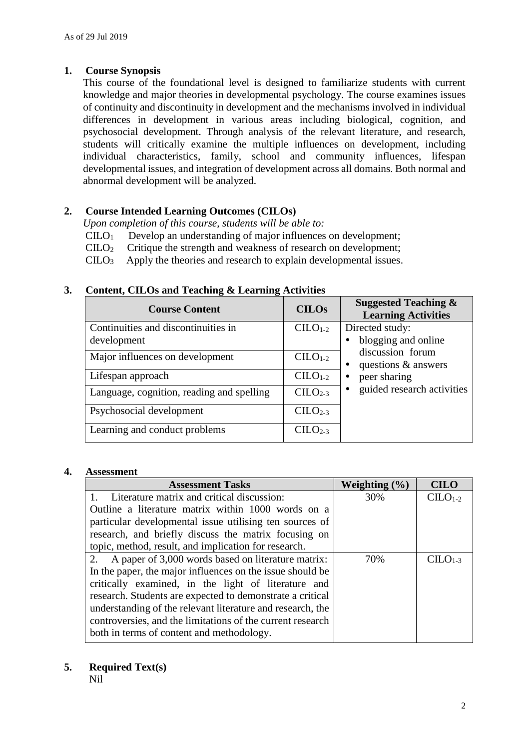As of 29 Jul 2019

## 1. Course Synopsis

This course of the foundational level is designed to familiarize students with current knowledge and major theories in developmental psychology. The course examines issues of continuity and discontinuity in development and the mechanisms involved in individual differences in development in various areas including biological, cognition, and psychosocial development. Through analysis of the relevant literature, and research, students will critically examine the multiple influences on development, including individual characteristics, family, school and community influences, lifespan developmental issues, and integration of development across all domains. Both normal and abnormal development will be analyzed.

## 2. Course Intended Learning Outcomes (CILOs)

*Upon completion of this course, students will be able to:*

$CILO_1$ Develop an understanding of major influences on development;

$CILO_2$ Critique the strength and weakness of research on development;

$CILO_3$ Apply the theories and research to explain developmental issues.

## 3. Content, CILOs and Teaching & Learning Activities

| Course Content | CILOs | Suggested Teaching & Learning Activities |
|---|---|---|
| Continuities and discontinuities in development | $CILO_{1-2}$ | Directed study:<br>• blogging and online discussion forum<br>• questions & answers<br>• peer sharing<br>• guided research activities |
| Major influences on development | $CILO_{1-2}$ | |
| Lifespan approach | $CILO_{1-2}$ | |
| Language, cognition, reading and spelling | $CILO_{2-3}$ | |
| Psychosocial development | $CILO_{2-3}$ | |
| Learning and conduct problems | $CILO_{2-3}$ | |

## 4. Assessment

| Assessment Tasks | Weighting (%) | CILO |
|---|---|---|
| 1. Literature matrix and critical discussion: Outline a literature matrix within 1000 words on a particular developmental issue utilising ten sources of research, and briefly discuss the matrix focusing on topic, method, result, and implication for research. | 30% | $CILO_{1-2}$ |
| 2. A paper of 3,000 words based on literature matrix: In the paper, the major influences on the issue should be critically examined, in the light of literature and research. Students are expected to demonstrate a critical understanding of the relevant literature and research, the controversies, and the limitations of the current research both in terms of content and methodology. | 70% | $CILO_{1-3}$ |

## 5. Required Text(s)

Nil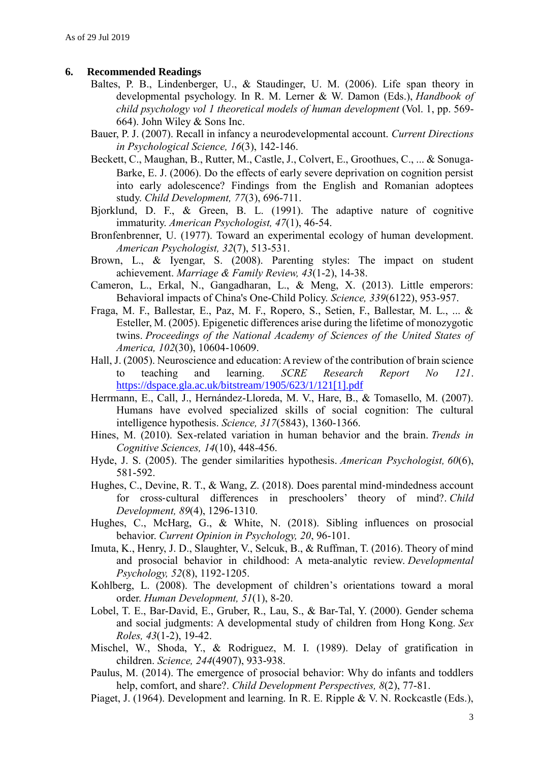As of 29 Jul 2019

## 6. Recommended Readings

Baltes, P. B., Lindenberger, U., & Staudinger, U. M. (2006). Life span theory in developmental psychology. In R. M. Lerner & W. Damon (Eds.), *Handbook of child psychology vol 1 theoretical models of human development* (Vol. 1, pp. 569-664). John Wiley & Sons Inc.

Bauer, P. J. (2007). Recall in infancy a neurodevelopmental account. *Current Directions in Psychological Science, 16*(3), 142-146.

Beckett, C., Maughan, B., Rutter, M., Castle, J., Colvert, E., Groothues, C., ... & Sonuga-Barke, E. J. (2006). Do the effects of early severe deprivation on cognition persist into early adolescence? Findings from the English and Romanian adoptees study. *Child Development, 77*(3), 696-711.

Bjorklund, D. F., & Green, B. L. (1991). The adaptive nature of cognitive immaturity. *American Psychologist, 47*(1), 46-54.

Bronfenbrenner, U. (1977). Toward an experimental ecology of human development. *American Psychologist, 32*(7), 513-531.

Brown, L., & Iyengar, S. (2008). Parenting styles: The impact on student achievement. *Marriage & Family Review, 43*(1-2), 14-38.

Cameron, L., Erkal, N., Gangadharan, L., & Meng, X. (2013). Little emperors: Behavioral impacts of China's One-Child Policy. *Science, 339*(6122), 953-957.

Fraga, M. F., Ballestar, E., Paz, M. F., Ropero, S., Setien, F., Ballestar, M. L., ... & Esteller, M. (2005). Epigenetic differences arise during the lifetime of monozygotic twins. *Proceedings of the National Academy of Sciences of the United States of America, 102*(30), 10604-10609.

Hall, J. (2005). Neuroscience and education: A review of the contribution of brain science to teaching and learning. *SCRE Research Report No 121*. https://dspace.gla.ac.uk/bitstream/1905/623/1/121[1].pdf

Herrmann, E., Call, J., Hernández-Lloreda, M. V., Hare, B., & Tomasello, M. (2007). Humans have evolved specialized skills of social cognition: The cultural intelligence hypothesis. *Science, 317*(5843), 1360-1366.

Hines, M. (2010). Sex-related variation in human behavior and the brain. *Trends in Cognitive Sciences, 14*(10), 448-456.

Hyde, J. S. (2005). The gender similarities hypothesis. *American Psychologist, 60*(6), 581-592.

Hughes, C., Devine, R. T., & Wang, Z. (2018). Does parental mind‐mindedness account for cross‐cultural differences in preschoolers' theory of mind?. *Child Development, 89*(4), 1296-1310.

Hughes, C., McHarg, G., & White, N. (2018). Sibling influences on prosocial behavior. *Current Opinion in Psychology, 20*, 96-101.

Imuta, K., Henry, J. D., Slaughter, V., Selcuk, B., & Ruffman, T. (2016). Theory of mind and prosocial behavior in childhood: A meta-analytic review. *Developmental Psychology, 52*(8), 1192-1205.

Kohlberg, L. (2008). The development of children's orientations toward a moral order. *Human Development, 51*(1), 8-20.

Lobel, T. E., Bar-David, E., Gruber, R., Lau, S., & Bar-Tal, Y. (2000). Gender schema and social judgments: A developmental study of children from Hong Kong. *Sex Roles, 43*(1-2), 19-42.

Mischel, W., Shoda, Y., & Rodriguez, M. I. (1989). Delay of gratification in children. *Science, 244*(4907), 933-938.

Paulus, M. (2014). The emergence of prosocial behavior: Why do infants and toddlers help, comfort, and share?. *Child Development Perspectives, 8*(2), 77-81.

Piaget, J. (1964). Development and learning. In R. E. Ripple & V. N. Rockcastle (Eds.),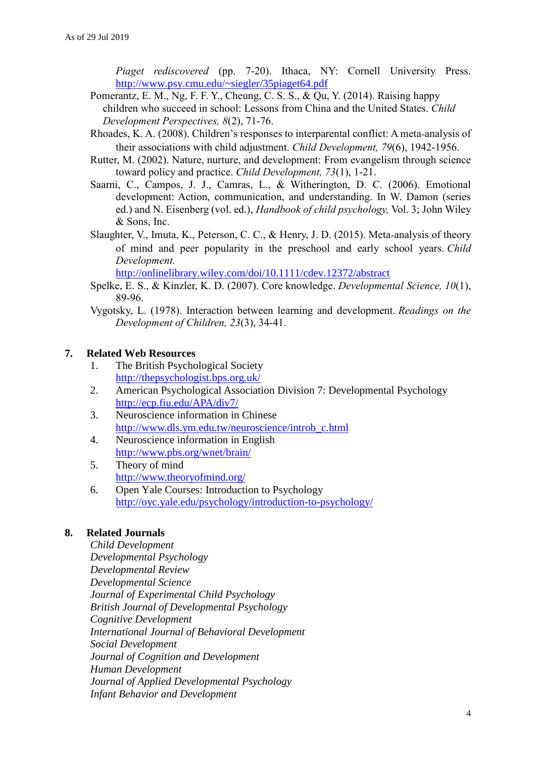*Piaget rediscovered* (pp. 7-20). Ithaca, NY: Cornell University Press. http://www.psy.cmu.edu/~siegler/35piaget64.pdf

Pomerantz, E. M., Ng, F. F. Y., Cheung, C. S. S., & Qu, Y. (2014). Raising happy children who succeed in school: Lessons from China and the United States. *Child Development Perspectives, 8*(2), 71-76.

Rhoades, K. A. (2008). Children's responses to interparental conflict: A meta-analysis of their associations with child adjustment. *Child Development, 79*(6), 1942-1956.

Rutter, M. (2002). Nature, nurture, and development: From evangelism through science toward policy and practice. *Child Development, 73*(1), 1-21.

Saarni, C., Campos, J. J., Camras, L., & Witherington, D. C. (2006). Emotional development: Action, communication, and understanding. In W. Damon (series ed.) and N. Eisenberg (vol. ed.), *Handbook of child psychology,* Vol. 3; John Wiley & Sons, Inc.

Slaughter, V., Imuta, K., Peterson, C. C., & Henry, J. D. (2015). Meta-analysis of theory of mind and peer popularity in the preschool and early school years. *Child Development.* http://onlinelibrary.wiley.com/doi/10.1111/cdev.12372/abstract

Spelke, E. S., & Kinzler, K. D. (2007). Core knowledge. *Developmental Science, 10*(1), 89-96.

Vygotsky, L. (1978). Interaction between learning and development. *Readings on the Development of Children, 23*(3), 34-41.

## 7. Related Web Resources

1. The British Psychological Society
   http://thepsychologist.bps.org.uk/
2. American Psychological Association Division 7: Developmental Psychology
   http://ecp.fiu.edu/APA/div7/
3. Neuroscience information in Chinese
   http://www.dls.ym.edu.tw/neuroscience/introb_c.html
4. Neuroscience information in English
   http://www.pbs.org/wnet/brain/
5. Theory of mind
   http://www.theoryofmind.org/
6. Open Yale Courses: Introduction to Psychology
   http://oyc.yale.edu/psychology/introduction-to-psychology/

## 8. Related Journals

*Child Development*
*Developmental Psychology*
*Developmental Review*
*Developmental Science*
*Journal of Experimental Child Psychology*
*British Journal of Developmental Psychology*
*Cognitive Development*
*International Journal of Behavioral Development*
*Social Development*
*Journal of Cognition and Development*
*Human Development*
*Journal of Applied Developmental Psychology*
*Infant Behavior and Development*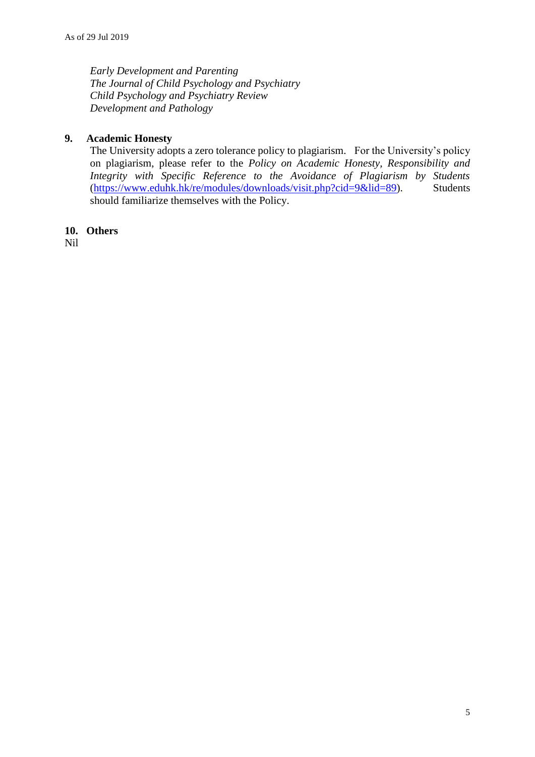*Early Development and Parenting*
*The Journal of Child Psychology and Psychiatry*
*Child Psychology and Psychiatry Review*
*Development and Pathology*

## 9. Academic Honesty

The University adopts a zero tolerance policy to plagiarism. For the University's policy on plagiarism, please refer to the *Policy on Academic Honesty, Responsibility and Integrity with Specific Reference to the Avoidance of Plagiarism by Students* (https://www.eduhk.hk/re/modules/downloads/visit.php?cid=9&lid=89). Students should familiarize themselves with the Policy.

## 10. Others

Nil